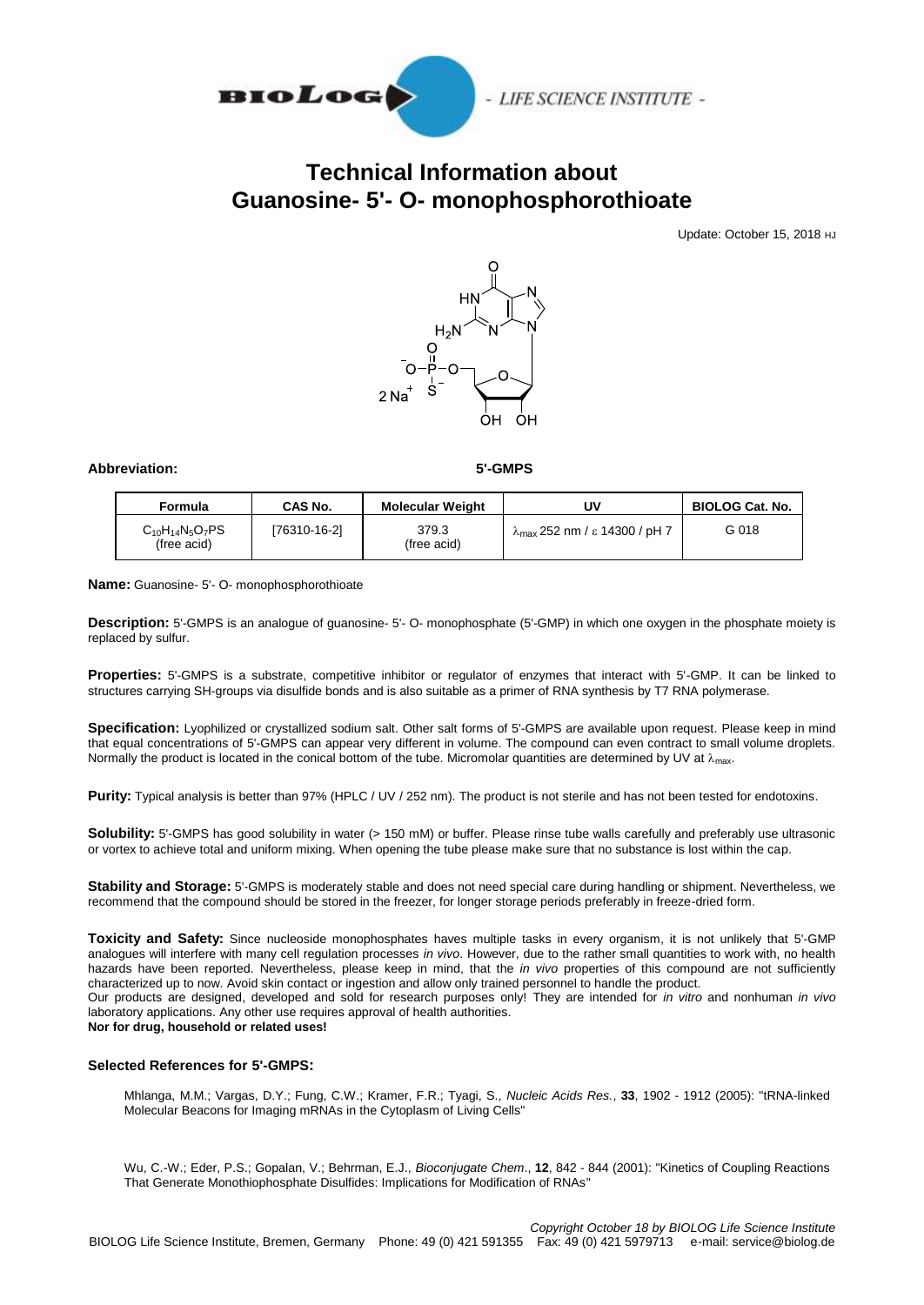# Technical Information about Guanosine- 5'- O- monophosphorothioate

Update: October 15, 2018 HJ

**Abbreviation:** **5'-GMPS**

| Formula | CAS No. | Molecular Weight | UV | BIOLOG Cat. No. |
|---|---|---|---|---|
| $C_{10}H_{14}N_5O_7PS$ (free acid) | [76310-16-2] | 379.3 (free acid) | $\lambda_{max}$ 252 nm / $\varepsilon$ 14300 / pH 7 | G 018 |

**Name:** Guanosine- 5'- O- monophosphorothioate

**Description:** 5'-GMPS is an analogue of guanosine- 5'- O- monophosphate (5'-GMP) in which one oxygen in the phosphate moiety is replaced by sulfur.

**Properties:** 5'-GMPS is a substrate, competitive inhibitor or regulator of enzymes that interact with 5'-GMP. It can be linked to structures carrying SH-groups via disulfide bonds and is also suitable as a primer of RNA synthesis by T7 RNA polymerase.

**Specification:** Lyophilized or crystallized sodium salt. Other salt forms of 5'-GMPS are available upon request. Please keep in mind that equal concentrations of 5'-GMPS can appear very different in volume. The compound can even contract to small volume droplets. Normally the product is located in the conical bottom of the tube. Micromolar quantities are determined by UV at $\lambda_{max}$.

**Purity:** Typical analysis is better than 97% (HPLC / UV / 252 nm). The product is not sterile and has not been tested for endotoxins.

**Solubility:** 5'-GMPS has good solubility in water (> 150 mM) or buffer. Please rinse tube walls carefully and preferably use ultrasonic or vortex to achieve total and uniform mixing. When opening the tube please make sure that no substance is lost within the cap.

**Stability and Storage:** 5'-GMPS is moderately stable and does not need special care during handling or shipment. Nevertheless, we recommend that the compound should be stored in the freezer, for longer storage periods preferably in freeze-dried form.

**Toxicity and Safety:** Since nucleoside monophosphates haves multiple tasks in every organism, it is not unlikely that 5'-GMP analogues will interfere with many cell regulation processes *in vivo*. However, due to the rather small quantities to work with, no health hazards have been reported. Nevertheless, please keep in mind, that the *in vivo* properties of this compound are not sufficiently characterized up to now. Avoid skin contact or ingestion and allow only trained personnel to handle the product.
Our products are designed, developed and sold for research purposes only! They are intended for *in vitro* and nonhuman *in vivo* laboratory applications. Any other use requires approval of health authorities.
**Nor for drug, household or related uses!**

### Selected References for 5'-GMPS:

Mhlanga, M.M.; Vargas, D.Y.; Fung, C.W.; Kramer, F.R.; Tyagi, S., *Nucleic Acids Res.*, **33**, 1902 - 1912 (2005): "tRNA-linked Molecular Beacons for Imaging mRNAs in the Cytoplasm of Living Cells"

Wu, C.-W.; Eder, P.S.; Gopalan, V.; Behrman, E.J., *Bioconjugate Chem.*, **12**, 842 - 844 (2001): "Kinetics of Coupling Reactions That Generate Monothiophosphate Disulfides: Implications for Modification of RNAs"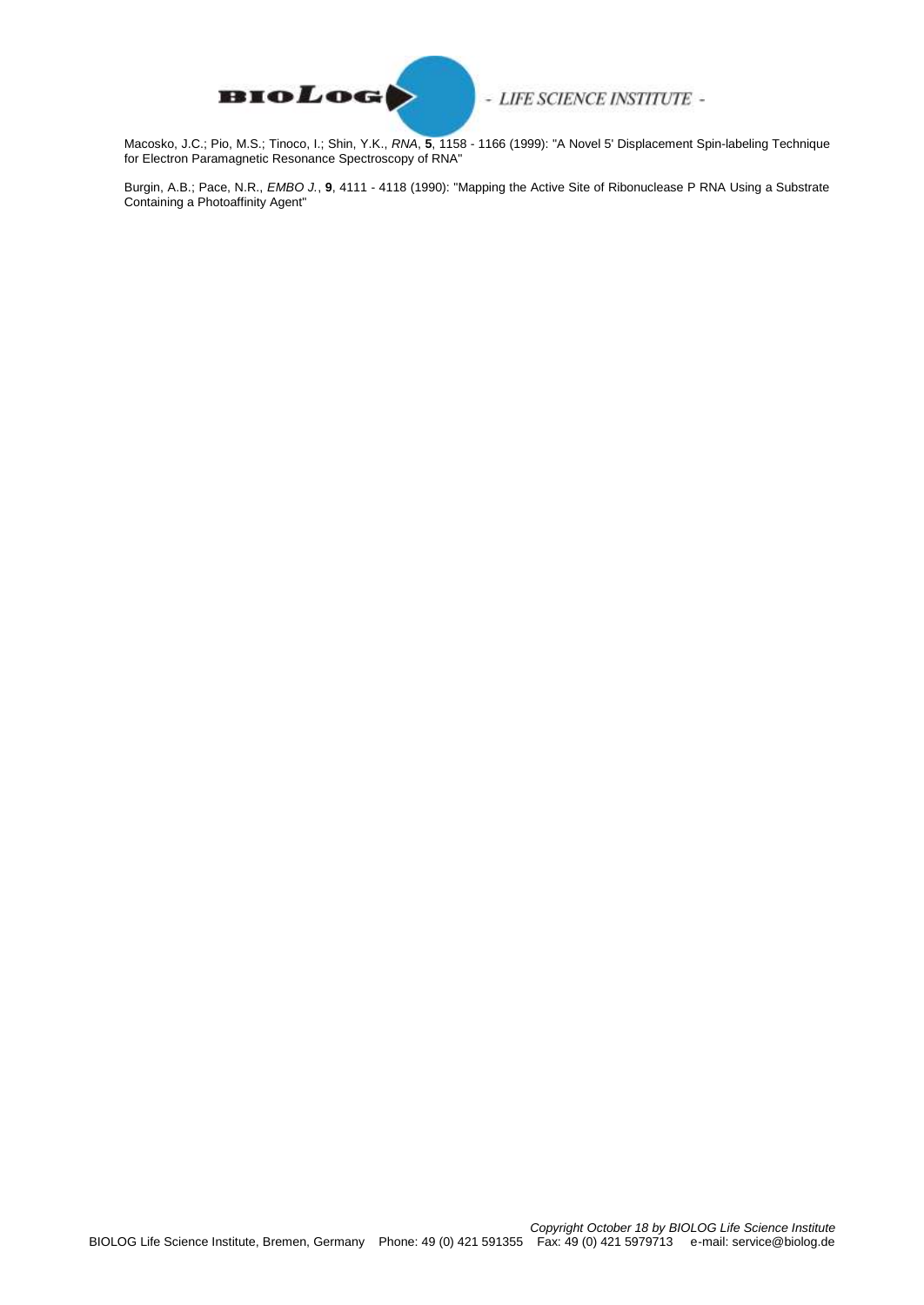Macosko, J.C.; Pio, M.S.; Tinoco, I.; Shin, Y.K., *RNA*, **5**, 1158 - 1166 (1999): "A Novel 5' Displacement Spin-labeling Technique for Electron Paramagnetic Resonance Spectroscopy of RNA"

Burgin, A.B.; Pace, N.R., *EMBO J.*, **9**, 4111 - 4118 (1990): "Mapping the Active Site of Ribonuclease P RNA Using a Substrate Containing a Photoaffinity Agent"